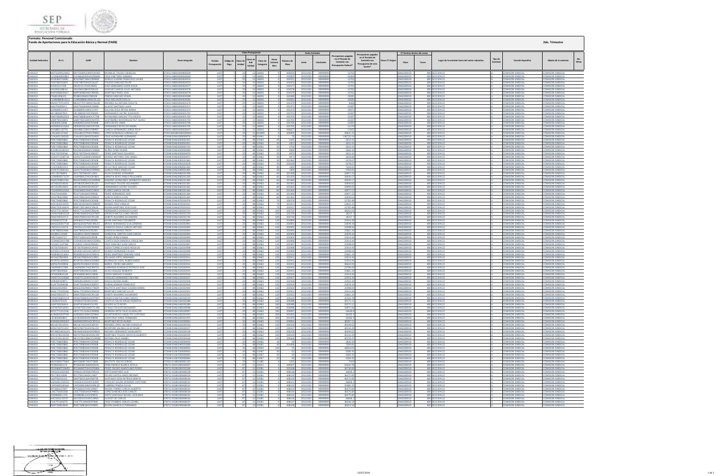**Formato: Personal Comisionado**

**Fondo de Aportaciones para la Educación Básica y Normal (FAEB)**

**2do. Trimestre**

| Entidad Federativa | R.F.C. | CURP | Nombre | Clave integrada | Clave Presupuestal | | | | | | | Fecha Comisión | | Percepciones pagadas en el Periodo de Comisión con Presupuesto Federal* | Percepciones pagadas en el Periodo de Comisión con Presupuesto de otra fuente* | Clave CT Origen | CT Destino dentro del sector | | Lugar de la comisión fuera del sector educativo | Tipo de Comisión | Función Específica | Objeto de la comisión | No. Oficio |
|---|---|---|---|---|---|---|---|---|---|---|---|---|---|---|---|---|---|---|---|---|---|---|---|
| | | | | | Partida Presupuestal | Código de Pago | Clave de Unidad | Clave de Sub Unidad | Clave de Categoría | Horas Semana Mes | Número de Plaza | Inicio | Conclusión | | | | Clave | Turno | | | | | |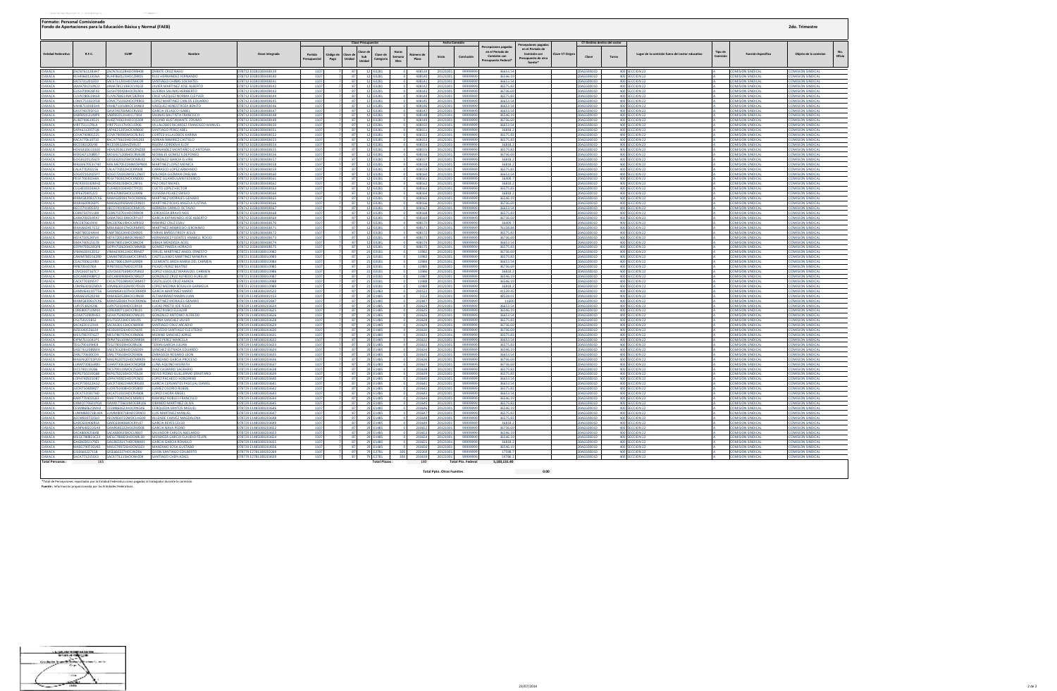**Formato: Personal Comisionado**

**Fondo de Aportaciones para la Educación Básica y Normal (FAEB)**

**2do. Trimestre**

| Entidad Federativa | R.F.C. | CURP | Nombre | Clave integrada | Clave Presupuestal | | | | | | | Fecha Comisión | | Percepciones pagadas en el Periodo de Comisión con Presupuesto Federal* | Percepciones pagadas en el Periodo de Comisión con Presupuesto de otra fuente* | Clave CT Origen | CT Destino dentro del sector | | Lugar de la comisión fuera del sector educativo | Tipo de Comisión | Función Específica | Objeto de la comisión | No. Oficio |
|---|---|---|---|---|---|---|---|---|---|---|---|---|---|---|---|---|---|---|---|---|---|---|---|
| | | | | | Partida Presupuestal | Código de Pago | Clave de Unidad | Clave de Sub Unidad | Clave de Categoría | Horas Semana Mes | Número de Plaza | Inicio | Conclusión | | | | Clave | Turno | | | | | |
| Total Personas: | 165 | | | | | | | | | Total Plazas: | 180 | Total Ppto. Federal | | 5,188,131.40 | | | | | | | | | |
| | | | | | | | | | | | | Total Ppto. Otras Fuentes | | | 0.00 | | | | | | | | |

*Total de Percepciones reportadas por la Entidad Federativa como pagadas al trabajador durante la comisión.

**Fuente :** Información proporcionada por las Entidades Federativas.